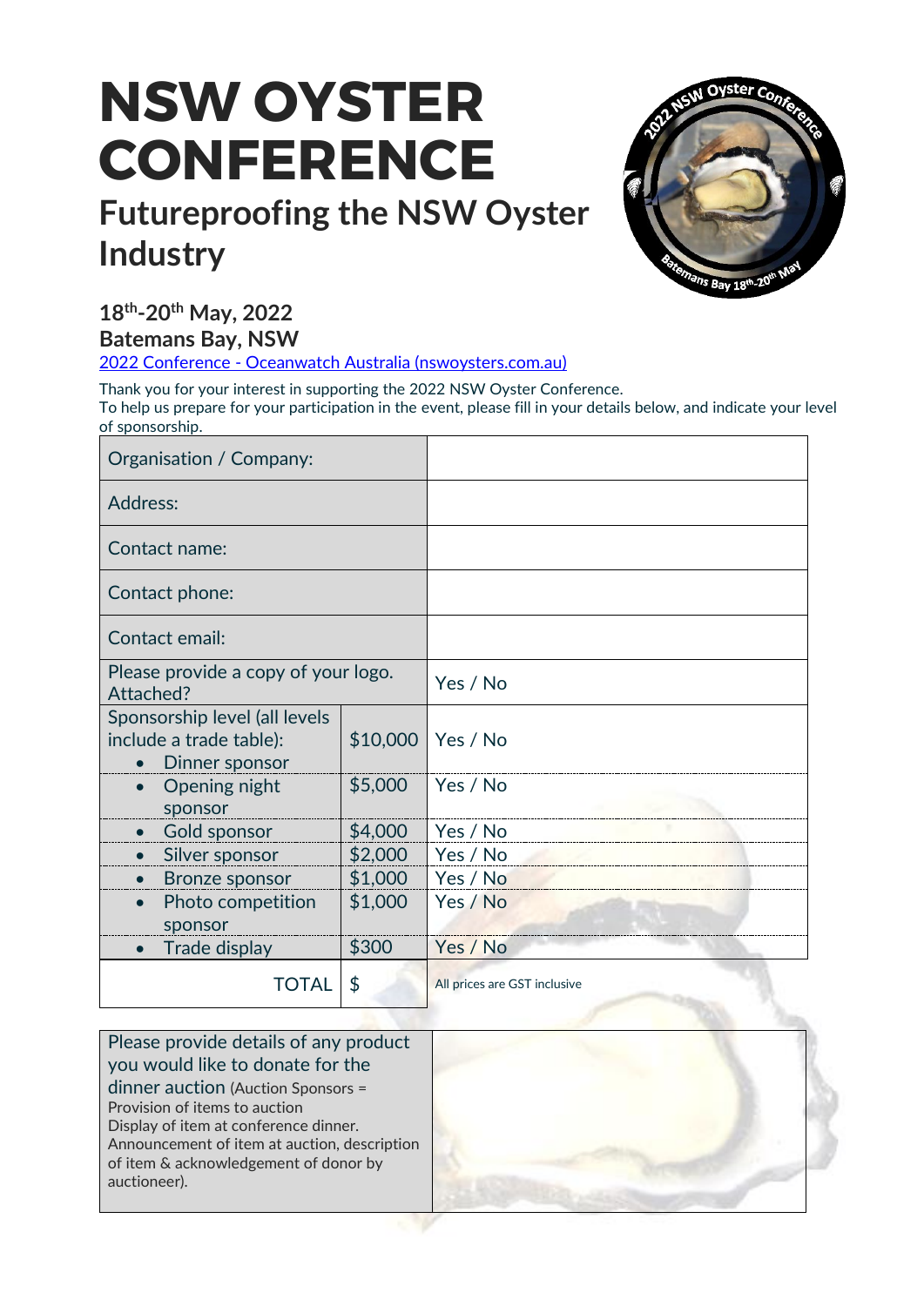# NSW OYSTER CONFERENCE

## Futureproofing the NSW Oyster Industry

### 18th-20th May, 2022
### Batemans Bay, NSW

2022 Conference - Oceanwatch Australia (nswoysters.com.au)

Thank you for your interest in supporting the 2022 NSW Oyster Conference.
To help us prepare for your participation in the event, please fill in your details below, and indicate your level of sponsorship.

| | | |
|---|---|---|
| Organisation / Company: | | |
| Address: | | |
| Contact name: | | |
| Contact phone: | | |
| Contact email: | | |
| Please provide a copy of your logo. Attached? | | Yes / No |
| Sponsorship level (all levels include a trade table): • Dinner sponsor | $10,000 | Yes / No |
| • Opening night sponsor | $5,000 | Yes / No |
| • Gold sponsor | $4,000 | Yes / No |
| • Silver sponsor | $2,000 | Yes / No |
| • Bronze sponsor | $1,000 | Yes / No |
| • Photo competition sponsor | $1,000 | Yes / No |
| • Trade display | $300 | Yes / No |
| TOTAL | $ | All prices are GST inclusive |

| | |
|---|---|
| Please provide details of any product you would like to donate for the dinner auction (Auction Sponsors = Provision of items to auction Display of item at conference dinner. Announcement of item at auction, description of item & acknowledgement of donor by auctioneer). | |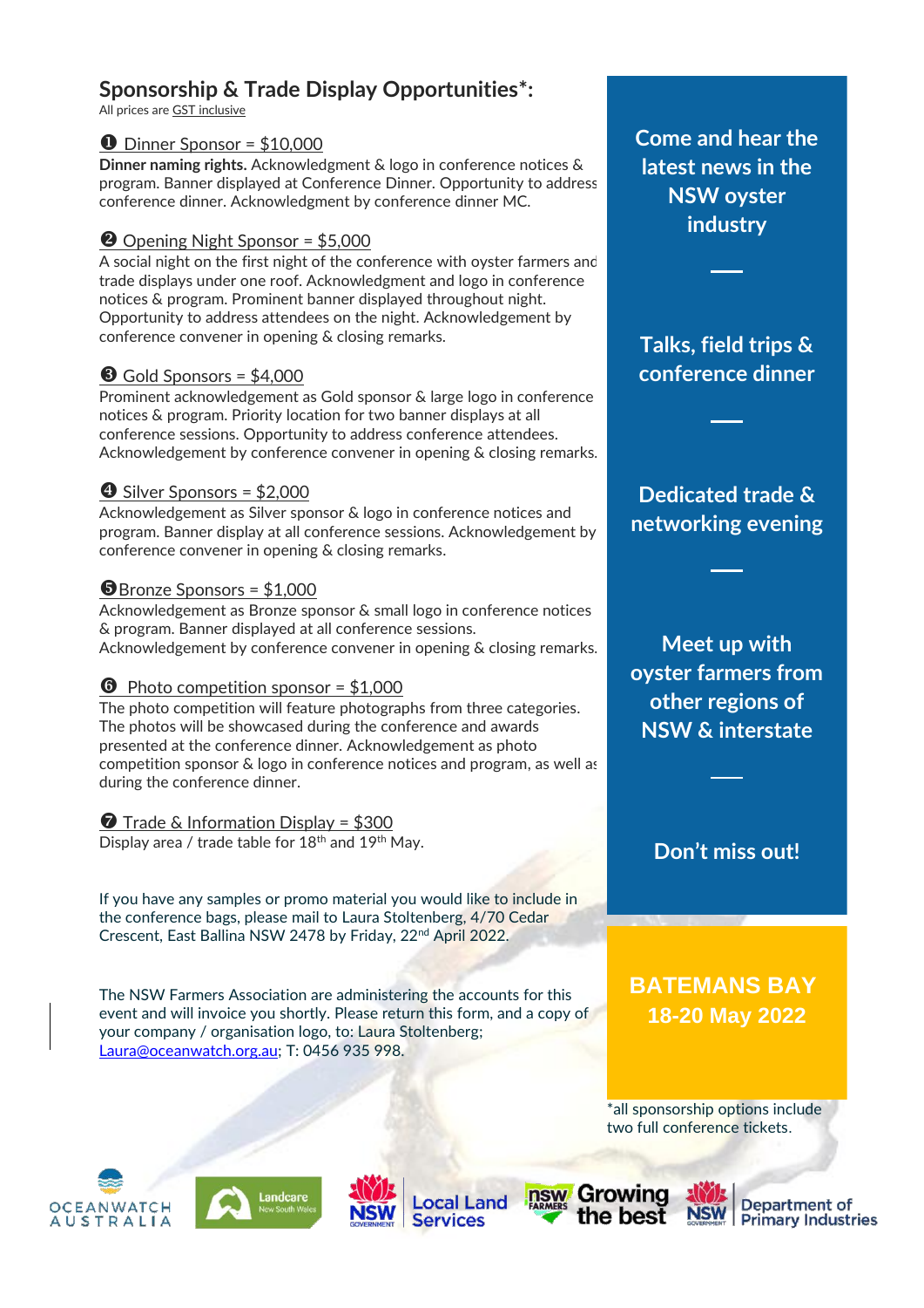## Sponsorship & Trade Display Opportunities*:

All prices are GST inclusive

**❶ Dinner Sponsor = $10,000**

**Dinner naming rights.** Acknowledgment & logo in conference notices & program. Banner displayed at Conference Dinner. Opportunity to address conference dinner. Acknowledgment by conference dinner MC.

**❷ Opening Night Sponsor = $5,000**

A social night on the first night of the conference with oyster farmers and trade displays under one roof. Acknowledgment and logo in conference notices & program. Prominent banner displayed throughout night. Opportunity to address attendees on the night. Acknowledgement by conference convener in opening & closing remarks.

**❸ Gold Sponsors = $4,000**

Prominent acknowledgement as Gold sponsor & large logo in conference notices & program. Priority location for two banner displays at all conference sessions. Opportunity to address conference attendees. Acknowledgement by conference convener in opening & closing remarks.

**❹ Silver Sponsors = $2,000**

Acknowledgement as Silver sponsor & logo in conference notices and program. Banner display at all conference sessions. Acknowledgement by conference convener in opening & closing remarks.

**❺ Bronze Sponsors = $1,000**

Acknowledgement as Bronze sponsor & small logo in conference notices & program. Banner displayed at all conference sessions. Acknowledgement by conference convener in opening & closing remarks.

**❻ Photo competition sponsor = $1,000**

The photo competition will feature photographs from three categories. The photos will be showcased during the conference and awards presented at the conference dinner. Acknowledgement as photo competition sponsor & logo in conference notices and program, as well as during the conference dinner.

**❼ Trade & Information Display = $300**

Display area / trade table for 18th and 19th May.

If you have any samples or promo material you would like to include in the conference bags, please mail to Laura Stoltenberg, 4/70 Cedar Crescent, East Ballina NSW 2478 by Friday, 22nd April 2022.

The NSW Farmers Association are administering the accounts for this event and will invoice you shortly. Please return this form, and a copy of your company / organisation logo, to: Laura Stoltenberg; Laura@oceanwatch.org.au; T: 0456 935 998.

**Come and hear the latest news in the NSW oyster industry**

**Talks, field trips & conference dinner**

**Dedicated trade & networking evening**

**Meet up with oyster farmers from other regions of NSW & interstate**

**Don't miss out!**

**BATEMANS BAY**
**18-20 May 2022**

*all sponsorship options include two full conference tickets.

OCEANWATCH AUSTRALIA | Landcare New South Wales | NSW Government Local Land Services | NSW Farmers Growing the best | NSW Government Department of Primary Industries